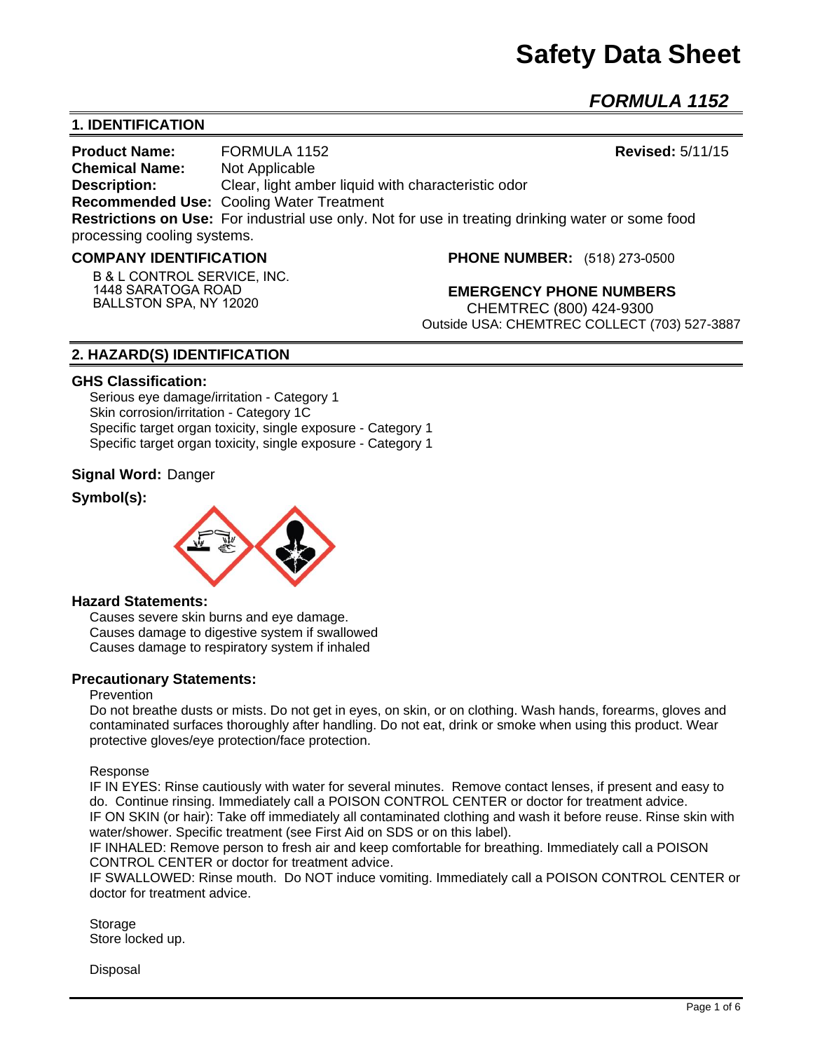# Safety Data Sheet

## *FORMULA 1152*

## 1. IDENTIFICATION

**Product Name:** FORMULA 1152 **Revised:** 5/11/15
**Chemical Name:** Not Applicable
**Description:** Clear, light amber liquid with characteristic odor
**Recommended Use:** Cooling Water Treatment
**Restrictions on Use:** For industrial use only. Not for use in treating drinking water or some food processing cooling systems.

**COMPANY IDENTIFICATION**

B & L CONTROL SERVICE, INC.
1448 SARATOGA ROAD
BALLSTON SPA, NY 12020

**PHONE NUMBER:** (518) 273-0500

**EMERGENCY PHONE NUMBERS**
CHEMTREC (800) 424-9300
Outside USA: CHEMTREC COLLECT (703) 527-3887

## 2. HAZARD(S) IDENTIFICATION

### GHS Classification:

Serious eye damage/irritation - Category 1
Skin corrosion/irritation - Category 1C
Specific target organ toxicity, single exposure - Category 1
Specific target organ toxicity, single exposure - Category 1

**Signal Word:** Danger

**Symbol(s):**

### Hazard Statements:

Causes severe skin burns and eye damage.
Causes damage to digestive system if swallowed
Causes damage to respiratory system if inhaled

### Precautionary Statements:

Prevention

Do not breathe dusts or mists. Do not get in eyes, on skin, or on clothing. Wash hands, forearms, gloves and contaminated surfaces thoroughly after handling. Do not eat, drink or smoke when using this product. Wear protective gloves/eye protection/face protection.

Response

IF IN EYES: Rinse cautiously with water for several minutes. Remove contact lenses, if present and easy to do. Continue rinsing. Immediately call a POISON CONTROL CENTER or doctor for treatment advice.
IF ON SKIN (or hair): Take off immediately all contaminated clothing and wash it before reuse. Rinse skin with water/shower. Specific treatment (see First Aid on SDS or on this label).
IF INHALED: Remove person to fresh air and keep comfortable for breathing. Immediately call a POISON CONTROL CENTER or doctor for treatment advice.
IF SWALLOWED: Rinse mouth. Do NOT induce vomiting. Immediately call a POISON CONTROL CENTER or doctor for treatment advice.

Storage
Store locked up.

Disposal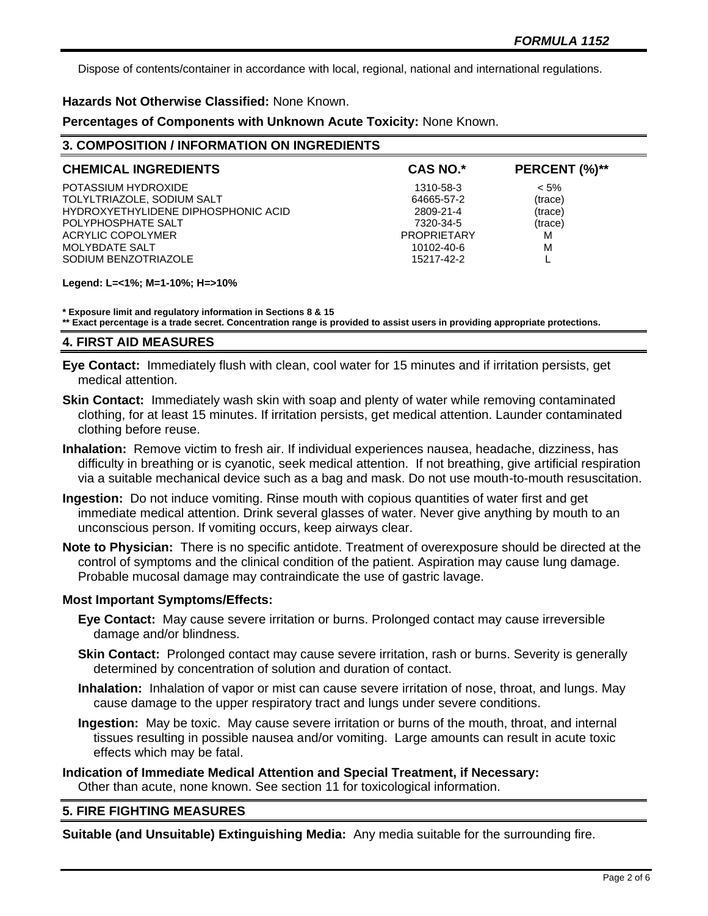Dispose of contents/container in accordance with local, regional, national and international regulations.

**Hazards Not Otherwise Classified:** None Known.

**Percentages of Components with Unknown Acute Toxicity:** None Known.

## 3. COMPOSITION / INFORMATION ON INGREDIENTS

| CHEMICAL INGREDIENTS | CAS NO.* | PERCENT (%)** |
|---|---|---|
| POTASSIUM HYDROXIDE | 1310-58-3 | < 5% |
| TOLYLTRIAZOLE, SODIUM SALT | 64665-57-2 | (trace) |
| HYDROXYETHYLIDENE DIPHOSPHONIC ACID | 2809-21-4 | (trace) |
| POLYPHOSPHATE SALT | 7320-34-5 | (trace) |
| ACRYLIC COPOLYMER | PROPRIETARY | M |
| MOLYBDATE SALT | 10102-40-6 | M |
| SODIUM BENZOTRIAZOLE | 15217-42-2 | L |

**Legend: L=<1%; M=1-10%; H=>10%**

**\* Exposure limit and regulatory information in Sections 8 & 15**
**\*\* Exact percentage is a trade secret. Concentration range is provided to assist users in providing appropriate protections.**

## 4. FIRST AID MEASURES

**Eye Contact:** Immediately flush with clean, cool water for 15 minutes and if irritation persists, get medical attention.

**Skin Contact:** Immediately wash skin with soap and plenty of water while removing contaminated clothing, for at least 15 minutes. If irritation persists, get medical attention. Launder contaminated clothing before reuse.

**Inhalation:** Remove victim to fresh air. If individual experiences nausea, headache, dizziness, has difficulty in breathing or is cyanotic, seek medical attention. If not breathing, give artificial respiration via a suitable mechanical device such as a bag and mask. Do not use mouth-to-mouth resuscitation.

**Ingestion:** Do not induce vomiting. Rinse mouth with copious quantities of water first and get immediate medical attention. Drink several glasses of water. Never give anything by mouth to an unconscious person. If vomiting occurs, keep airways clear.

**Note to Physician:** There is no specific antidote. Treatment of overexposure should be directed at the control of symptoms and the clinical condition of the patient. Aspiration may cause lung damage. Probable mucosal damage may contraindicate the use of gastric lavage.

**Most Important Symptoms/Effects:**

**Eye Contact:** May cause severe irritation or burns. Prolonged contact may cause irreversible damage and/or blindness.

**Skin Contact:** Prolonged contact may cause severe irritation, rash or burns. Severity is generally determined by concentration of solution and duration of contact.

**Inhalation:** Inhalation of vapor or mist can cause severe irritation of nose, throat, and lungs. May cause damage to the upper respiratory tract and lungs under severe conditions.

**Ingestion:** May be toxic. May cause severe irritation or burns of the mouth, throat, and internal tissues resulting in possible nausea and/or vomiting. Large amounts can result in acute toxic effects which may be fatal.

**Indication of Immediate Medical Attention and Special Treatment, if Necessary:**
Other than acute, none known. See section 11 for toxicological information.

## 5. FIRE FIGHTING MEASURES

**Suitable (and Unsuitable) Extinguishing Media:** Any media suitable for the surrounding fire.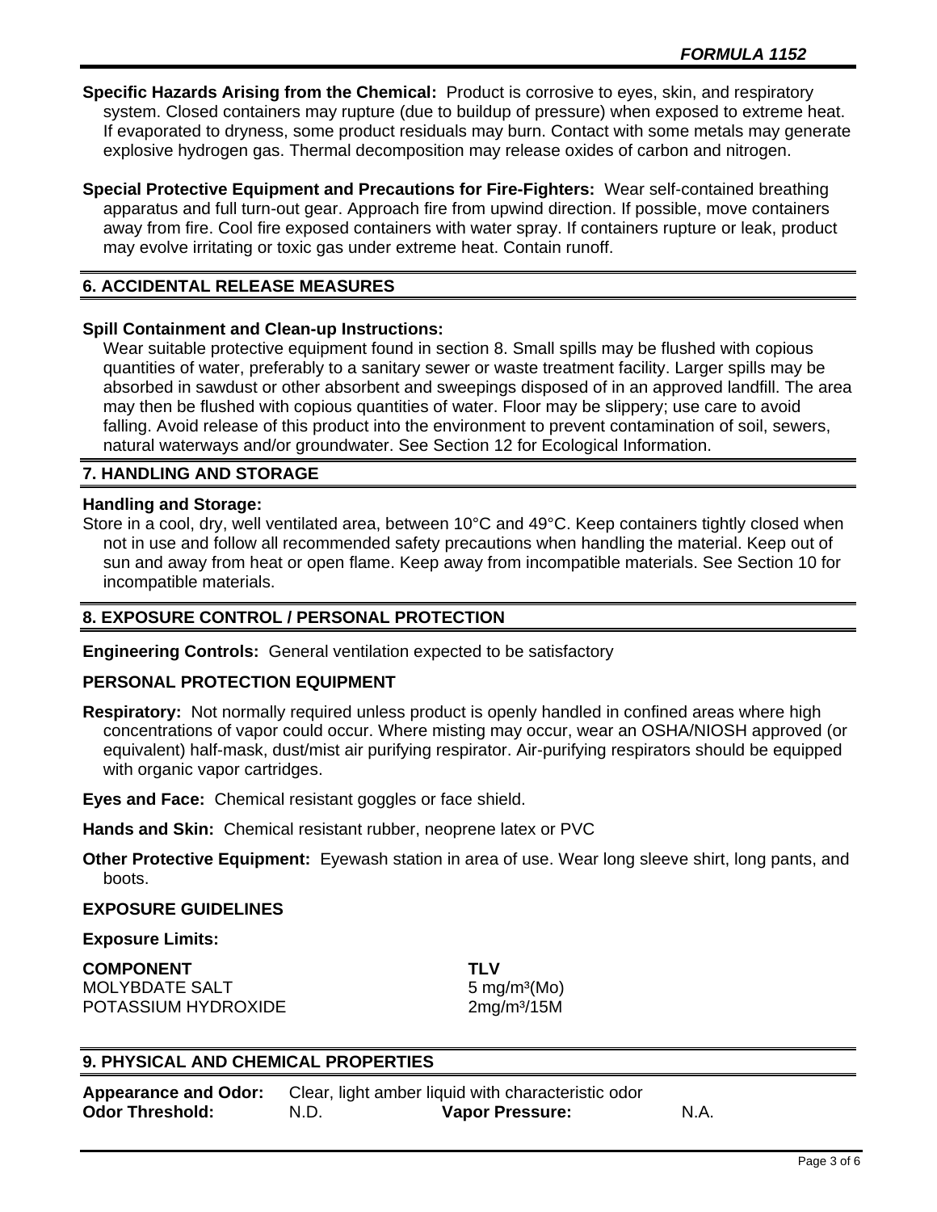**Specific Hazards Arising from the Chemical:** Product is corrosive to eyes, skin, and respiratory system. Closed containers may rupture (due to buildup of pressure) when exposed to extreme heat. If evaporated to dryness, some product residuals may burn. Contact with some metals may generate explosive hydrogen gas. Thermal decomposition may release oxides of carbon and nitrogen.

**Special Protective Equipment and Precautions for Fire-Fighters:** Wear self-contained breathing apparatus and full turn-out gear. Approach fire from upwind direction. If possible, move containers away from fire. Cool fire exposed containers with water spray. If containers rupture or leak, product may evolve irritating or toxic gas under extreme heat. Contain runoff.

## 6. ACCIDENTAL RELEASE MEASURES

**Spill Containment and Clean-up Instructions:**
Wear suitable protective equipment found in section 8. Small spills may be flushed with copious quantities of water, preferably to a sanitary sewer or waste treatment facility. Larger spills may be absorbed in sawdust or other absorbent and sweepings disposed of in an approved landfill. The area may then be flushed with copious quantities of water. Floor may be slippery; use care to avoid falling. Avoid release of this product into the environment to prevent contamination of soil, sewers, natural waterways and/or groundwater. See Section 12 for Ecological Information.

## 7. HANDLING AND STORAGE

**Handling and Storage:**
Store in a cool, dry, well ventilated area, between 10°C and 49°C. Keep containers tightly closed when not in use and follow all recommended safety precautions when handling the material. Keep out of sun and away from heat or open flame. Keep away from incompatible materials. See Section 10 for incompatible materials.

## 8. EXPOSURE CONTROL / PERSONAL PROTECTION

**Engineering Controls:** General ventilation expected to be satisfactory

**PERSONAL PROTECTION EQUIPMENT**

**Respiratory:** Not normally required unless product is openly handled in confined areas where high concentrations of vapor could occur. Where misting may occur, wear an OSHA/NIOSH approved (or equivalent) half-mask, dust/mist air purifying respirator. Air-purifying respirators should be equipped with organic vapor cartridges.

**Eyes and Face:** Chemical resistant goggles or face shield.

**Hands and Skin:** Chemical resistant rubber, neoprene latex or PVC

**Other Protective Equipment:** Eyewash station in area of use. Wear long sleeve shirt, long pants, and boots.

**EXPOSURE GUIDELINES**

**Exposure Limits:**

| COMPONENT | TLV |
|---|---|
| MOLYBDATE SALT | 5 mg/m³(Mo) |
| POTASSIUM HYDROXIDE | 2mg/m³/15M |

## 9. PHYSICAL AND CHEMICAL PROPERTIES

| | | | |
|---|---|---|---|
| **Appearance and Odor:** | Clear, light amber liquid with characteristic odor | | |
| **Odor Threshold:** | N.D. | **Vapor Pressure:** | N.A. |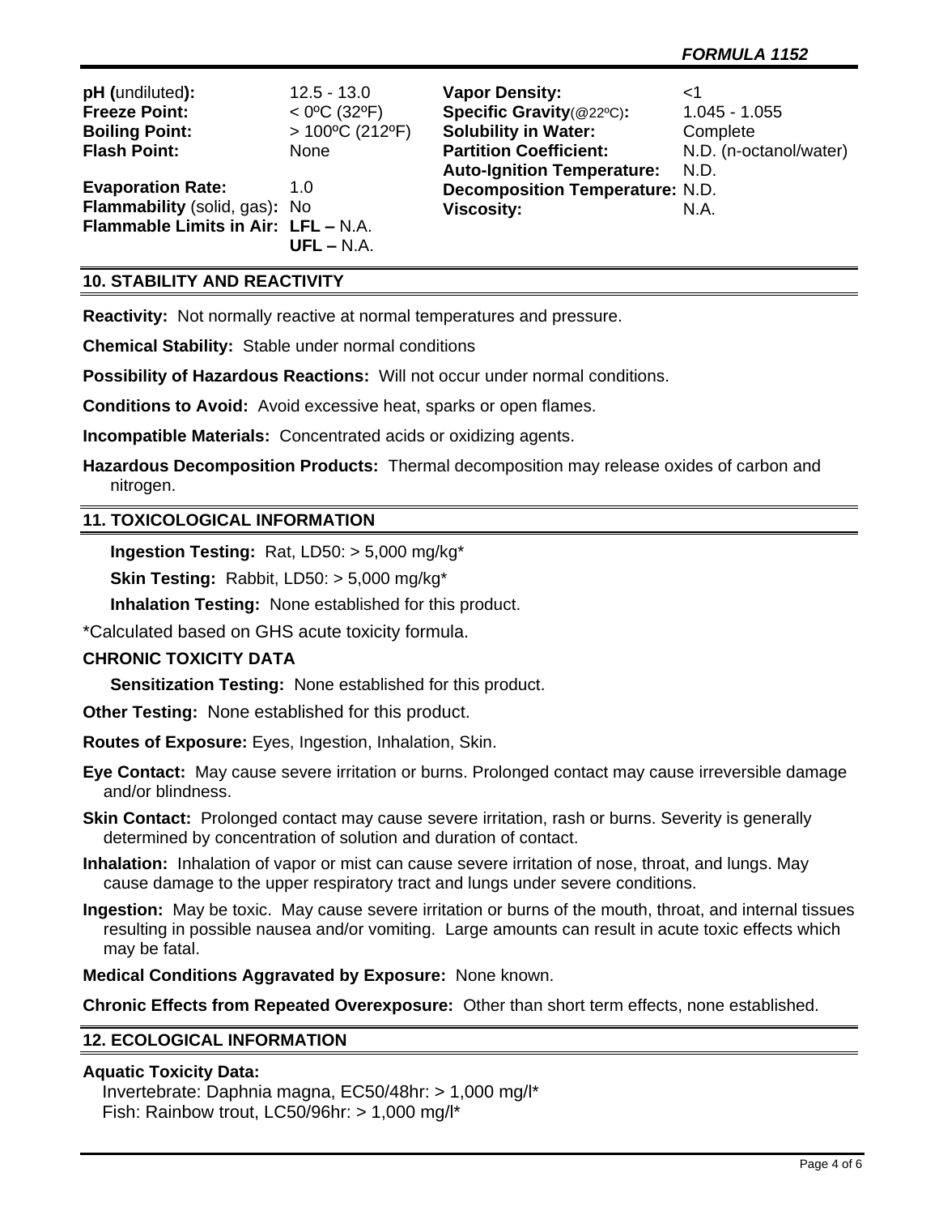| | | | |
|---|---|---|---|
| **pH (**undiluted**):** | 12.5 - 13.0 | **Vapor Density:** | <1 |
| **Freeze Point:** | < 0ºC (32ºF) | **Specific Gravity**(@22ºC)**:** | 1.045 - 1.055 |
| **Boiling Point:** | > 100ºC (212ºF) | **Solubility in Water:** | Complete |
| **Flash Point:** | None | **Partition Coefficient:** | N.D. (n-octanol/water) |
| | | **Auto-Ignition Temperature:** | N.D. |
| **Evaporation Rate:** | 1.0 | **Decomposition Temperature:** | N.D. |
| **Flammability** (solid, gas)**:** | No | **Viscosity:** | N.A. |
| **Flammable Limits in Air:** | **LFL –** N.A. **UFL –** N.A. | | |

## 10. STABILITY AND REACTIVITY

**Reactivity:** Not normally reactive at normal temperatures and pressure.

**Chemical Stability:** Stable under normal conditions

**Possibility of Hazardous Reactions:** Will not occur under normal conditions.

**Conditions to Avoid:** Avoid excessive heat, sparks or open flames.

**Incompatible Materials:** Concentrated acids or oxidizing agents.

**Hazardous Decomposition Products:** Thermal decomposition may release oxides of carbon and nitrogen.

## 11. TOXICOLOGICAL INFORMATION

**Ingestion Testing:** Rat, LD50: > 5,000 mg/kg*

**Skin Testing:** Rabbit, LD50: > 5,000 mg/kg*

**Inhalation Testing:** None established for this product.

*Calculated based on GHS acute toxicity formula.

**CHRONIC TOXICITY DATA**

**Sensitization Testing:** None established for this product.

**Other Testing:** None established for this product.

**Routes of Exposure:** Eyes, Ingestion, Inhalation, Skin.

**Eye Contact:** May cause severe irritation or burns. Prolonged contact may cause irreversible damage and/or blindness.

**Skin Contact:** Prolonged contact may cause severe irritation, rash or burns. Severity is generally determined by concentration of solution and duration of contact.

**Inhalation:** Inhalation of vapor or mist can cause severe irritation of nose, throat, and lungs. May cause damage to the upper respiratory tract and lungs under severe conditions.

**Ingestion:** May be toxic. May cause severe irritation or burns of the mouth, throat, and internal tissues resulting in possible nausea and/or vomiting. Large amounts can result in acute toxic effects which may be fatal.

**Medical Conditions Aggravated by Exposure:** None known.

**Chronic Effects from Repeated Overexposure:** Other than short term effects, none established.

## 12. ECOLOGICAL INFORMATION

**Aquatic Toxicity Data:**

Invertebrate: Daphnia magna, EC50/48hr: > 1,000 mg/l*

Fish: Rainbow trout, LC50/96hr: > 1,000 mg/l*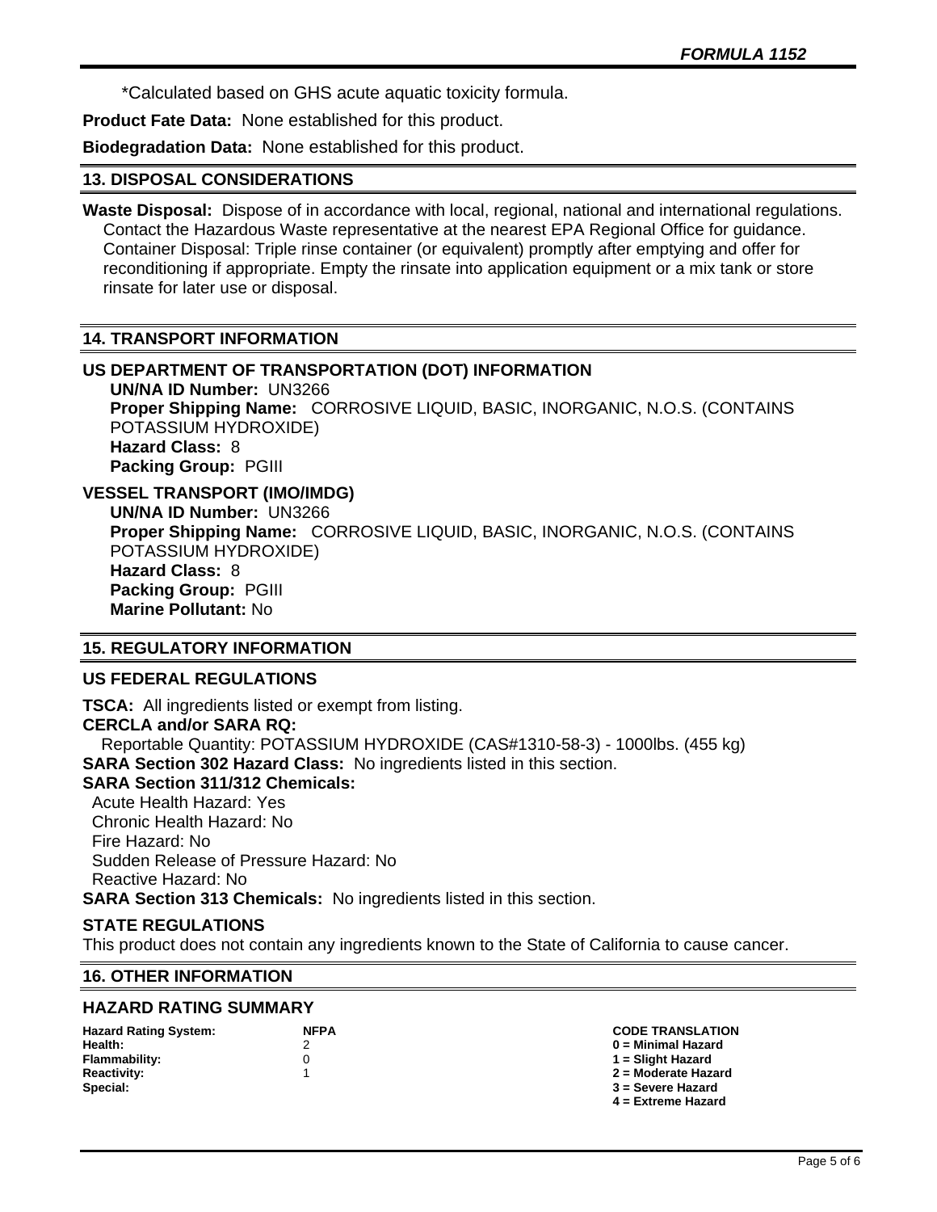*Calculated based on GHS acute aquatic toxicity formula.

**Product Fate Data:** None established for this product.

**Biodegradation Data:** None established for this product.

## 13. DISPOSAL CONSIDERATIONS

**Waste Disposal:** Dispose of in accordance with local, regional, national and international regulations. Contact the Hazardous Waste representative at the nearest EPA Regional Office for guidance. Container Disposal: Triple rinse container (or equivalent) promptly after emptying and offer for reconditioning if appropriate. Empty the rinsate into application equipment or a mix tank or store rinsate for later use or disposal.

## 14. TRANSPORT INFORMATION

### US DEPARTMENT OF TRANSPORTATION (DOT) INFORMATION

**UN/NA ID Number:** UN3266
**Proper Shipping Name:** CORROSIVE LIQUID, BASIC, INORGANIC, N.O.S. (CONTAINS POTASSIUM HYDROXIDE)
**Hazard Class:** 8
**Packing Group:** PGIII

### VESSEL TRANSPORT (IMO/IMDG)

**UN/NA ID Number:** UN3266
**Proper Shipping Name:** CORROSIVE LIQUID, BASIC, INORGANIC, N.O.S. (CONTAINS POTASSIUM HYDROXIDE)
**Hazard Class:** 8
**Packing Group:** PGIII
**Marine Pollutant:** No

## 15. REGULATORY INFORMATION

### US FEDERAL REGULATIONS

**TSCA:** All ingredients listed or exempt from listing.
**CERCLA and/or SARA RQ:**
Reportable Quantity: POTASSIUM HYDROXIDE (CAS#1310-58-3) - 1000lbs. (455 kg)
**SARA Section 302 Hazard Class:** No ingredients listed in this section.
**SARA Section 311/312 Chemicals:**
Acute Health Hazard: Yes
Chronic Health Hazard: No
Fire Hazard: No
Sudden Release of Pressure Hazard: No
Reactive Hazard: No
**SARA Section 313 Chemicals:** No ingredients listed in this section.

### STATE REGULATIONS

This product does not contain any ingredients known to the State of California to cause cancer.

## 16. OTHER INFORMATION

### HAZARD RATING SUMMARY

| Hazard Rating System: | NFPA | CODE TRANSLATION |
|---|---|---|
| Health: | 2 | 0 = Minimal Hazard |
| Flammability: | 0 | 1 = Slight Hazard |
| Reactivity: | 1 | 2 = Moderate Hazard |
| Special: | | 3 = Severe Hazard |
| | | 4 = Extreme Hazard |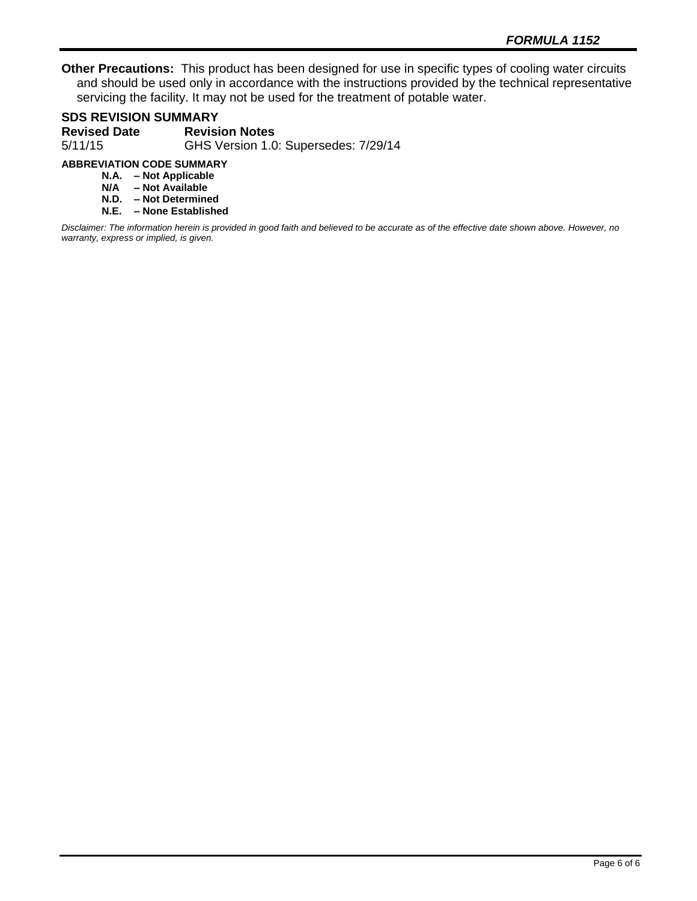**Other Precautions:** This product has been designed for use in specific types of cooling water circuits and should be used only in accordance with the instructions provided by the technical representative servicing the facility. It may not be used for the treatment of potable water.

## SDS REVISION SUMMARY

| Revised Date | Revision Notes |
| --- | --- |
| 5/11/15 | GHS Version 1.0: Supersedes: 7/29/14 |

### ABBREVIATION CODE SUMMARY

- **N.A. – Not Applicable**
- **N/A – Not Available**
- **N.D. – Not Determined**
- **N.E. – None Established**

*Disclaimer: The information herein is provided in good faith and believed to be accurate as of the effective date shown above. However, no warranty, express or implied, is given.*